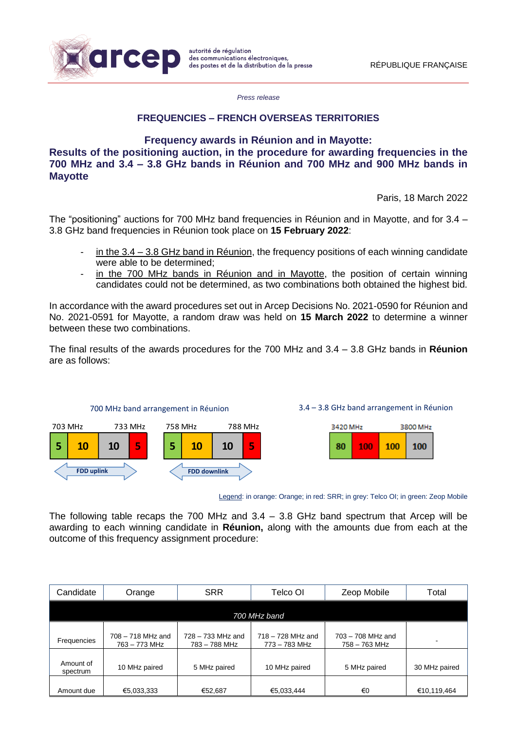*Press release*

## FREQUENCIES – FRENCH OVERSEAS TERRITORIES

# Frequency awards in Réunion and in Mayotte: Results of the positioning auction, in the procedure for awarding frequencies in the 700 MHz and 3.4 – 3.8 GHz bands in Réunion and 700 MHz and 900 MHz bands in Mayotte

Paris, 18 March 2022

The "positioning" auctions for 700 MHz band frequencies in Réunion and in Mayotte, and for 3.4 – 3.8 GHz band frequencies in Réunion took place on **15 February 2022**:

- in the 3.4 – 3.8 GHz band in Réunion, the frequency positions of each winning candidate were able to be determined;
- in the 700 MHz bands in Réunion and in Mayotte, the position of certain winning candidates could not be determined, as two combinations both obtained the highest bid.

In accordance with the award procedures set out in Arcep Decisions No. 2021-0590 for Réunion and No. 2021-0591 for Mayotte, a random draw was held on **15 March 2022** to determine a winner between these two combinations.

The final results of the awards procedures for the 700 MHz and 3.4 – 3.8 GHz bands in **Réunion** are as follows:

700 MHz band arrangement in Réunion

| 703 MHz | | | 733 MHz |
|---|---|---|---|
| 5 | 10 | 10 | 5 |

FDD uplink

| 758 MHz | | | 788 MHz |
|---|---|---|---|
| 5 | 10 | 10 | 5 |

FDD downlink

3.4 – 3.8 GHz band arrangement in Réunion

| 3420 MHz | | | 3800 MHz |
|---|---|---|---|
| 80 | 100 | 100 | 100 |

Legend: in orange: Orange; in red: SRR; in grey: Telco OI; in green: Zeop Mobile

The following table recaps the 700 MHz and 3.4 – 3.8 GHz band spectrum that Arcep will be awarding to each winning candidate in **Réunion,** along with the amounts due from each at the outcome of this frequency assignment procedure:

| Candidate | Orange | SRR | Telco OI | Zeop Mobile | Total |
|---|---|---|---|---|---|
| *700 MHz band* | | | | | |
| Frequencies | 708 – 718 MHz and 763 – 773 MHz | 728 – 733 MHz and 783 – 788 MHz | 718 – 728 MHz and 773 – 783 MHz | 703 – 708 MHz and 758 – 763 MHz | - |
| Amount of spectrum | 10 MHz paired | 5 MHz paired | 10 MHz paired | 5 MHz paired | 30 MHz paired |
| Amount due | €5,033,333 | €52,687 | €5,033,444 | €0 | €10,119,464 |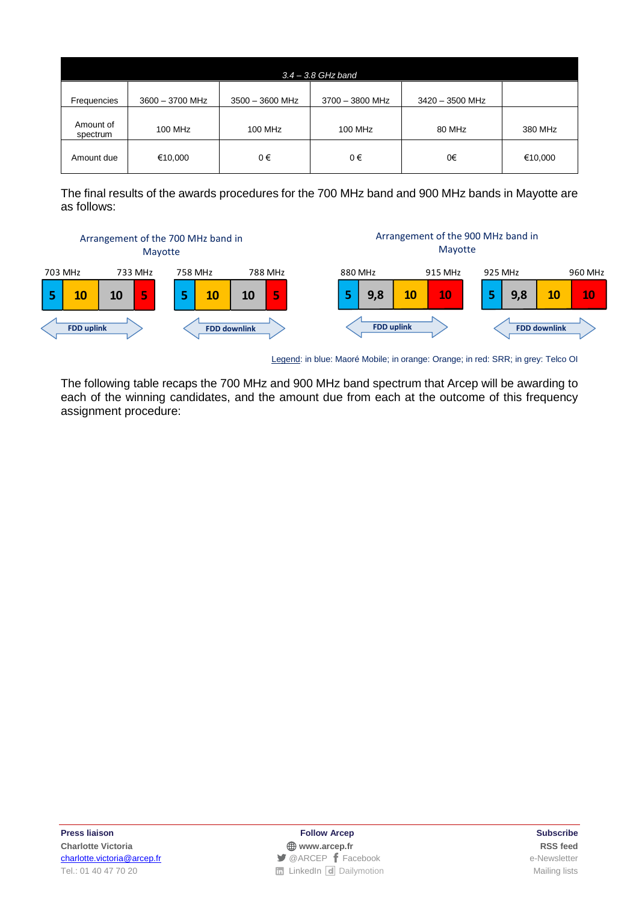| *3.4 – 3.8 GHz band* | | | | | |
|---|---|---|---|---|---|
| Frequencies | 3600 – 3700 MHz | 3500 – 3600 MHz | 3700 – 3800 MHz | 3420 – 3500 MHz | |
| Amount of spectrum | 100 MHz | 100 MHz | 100 MHz | 80 MHz | 380 MHz |
| Amount due | €10,000 | 0 € | 0 € | 0€ | €10,000 |

The final results of the awards procedures for the 700 MHz band and 900 MHz bands in Mayotte are as follows:

Arrangement of the 700 MHz band in Mayotte

| 703 MHz – 733 MHz (FDD uplink) | | | | 758 MHz – 788 MHz (FDD downlink) | | | |
|---|---|---|---|---|---|---|---|
| 5 | 10 | 10 | 5 | 5 | 10 | 10 | 5 |

Arrangement of the 900 MHz band in Mayotte

| 880 MHz – 915 MHz (FDD uplink) | | | | 925 MHz – 960 MHz (FDD downlink) | | | |
|---|---|---|---|---|---|---|---|
| 5 | 9,8 | 10 | 10 | 5 | 9,8 | 10 | 10 |

Legend: in blue: Maoré Mobile; in orange: Orange; in red: SRR; in grey: Telco OI

The following table recaps the 700 MHz and 900 MHz band spectrum that Arcep will be awarding to each of the winning candidates, and the amount due from each at the outcome of this frequency assignment procedure:

**Press liaison**
**Charlotte Victoria**
charlotte.victoria@arcep.fr
Tel.: 01 40 47 70 20

**Follow Arcep**
www.arcep.fr
@ARCEP Facebook
LinkedIn Dailymotion

**Subscribe**
**RSS feed**
e-Newsletter
Mailing lists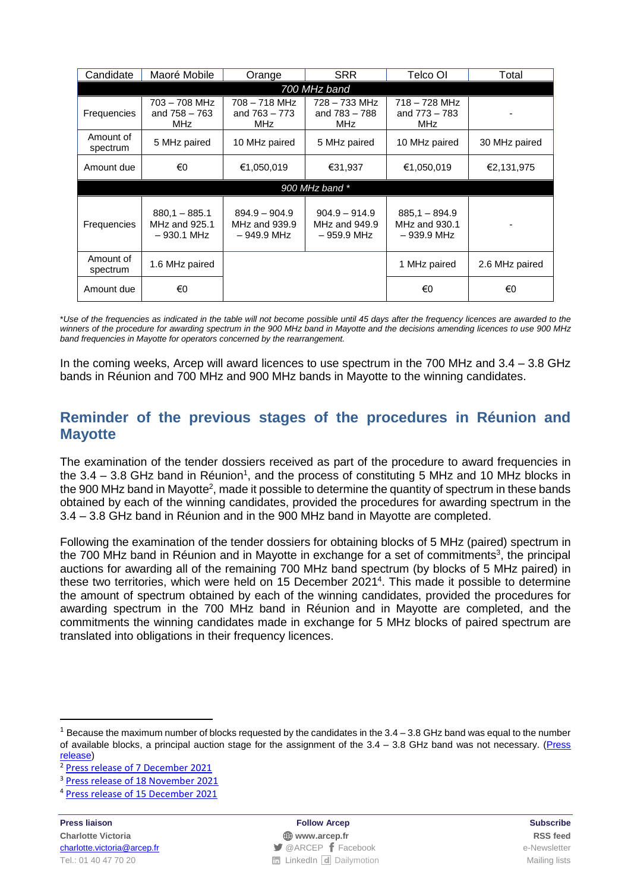| Candidate | Maoré Mobile | Orange | SRR | Telco OI | Total |
|---|---|---|---|---|---|
| *700 MHz band* | | | | | |
| Frequencies | 703 – 708 MHz and 758 – 763 MHz | 708 – 718 MHz and 763 – 773 MHz | 728 – 733 MHz and 783 – 788 MHz | 718 – 728 MHz and 773 – 783 MHz | - |
| Amount of spectrum | 5 MHz paired | 10 MHz paired | 5 MHz paired | 10 MHz paired | 30 MHz paired |
| Amount due | €0 | €1,050,019 | €31,937 | €1,050,019 | €2,131,975 |
| *900 MHz band \** | | | | | |
| Frequencies | 880,1 – 885.1 MHz and 925.1 – 930.1 MHz | 894.9 – 904.9 MHz and 939.9 – 949.9 MHz | 904.9 – 914.9 MHz and 949.9 – 959.9 MHz | 885,1 – 894.9 MHz and 930.1 – 939.9 MHz | - |
| Amount of spectrum | 1.6 MHz paired | | | 1 MHz paired | 2.6 MHz paired |
| Amount due | €0 | | | €0 | €0 |

\**Use of the frequencies as indicated in the table will not become possible until 45 days after the frequency licences are awarded to the winners of the procedure for awarding spectrum in the 900 MHz band in Mayotte and the decisions amending licences to use 900 MHz band frequencies in Mayotte for operators concerned by the rearrangement.*

In the coming weeks, Arcep will award licences to use spectrum in the 700 MHz and 3.4 – 3.8 GHz bands in Réunion and 700 MHz and 900 MHz bands in Mayotte to the winning candidates.

## Reminder of the previous stages of the procedures in Réunion and Mayotte

The examination of the tender dossiers received as part of the procedure to award frequencies in the 3.4 – 3.8 GHz band in Réunion[1], and the process of constituting 5 MHz and 10 MHz blocks in the 900 MHz band in Mayotte[2], made it possible to determine the quantity of spectrum in these bands obtained by each of the winning candidates, provided the procedures for awarding spectrum in the 3.4 – 3.8 GHz band in Réunion and in the 900 MHz band in Mayotte are completed.

Following the examination of the tender dossiers for obtaining blocks of 5 MHz (paired) spectrum in the 700 MHz band in Réunion and in Mayotte in exchange for a set of commitments[3], the principal auctions for awarding all of the remaining 700 MHz band spectrum (by blocks of 5 MHz paired) in these two territories, which were held on 15 December 2021[4]. This made it possible to determine the amount of spectrum obtained by each of the winning candidates, provided the procedures for awarding spectrum in the 700 MHz band in Réunion and in Mayotte are completed, and the commitments the winning candidates made in exchange for 5 MHz blocks of paired spectrum are translated into obligations in their frequency licences.

---

[1] Because the maximum number of blocks requested by the candidates in the 3.4 – 3.8 GHz band was equal to the number of available blocks, a principal auction stage for the assignment of the 3.4 – 3.8 GHz band was not necessary. (Press release)

[2] Press release of 7 December 2021

[3] Press release of 18 November 2021

[4] Press release of 15 December 2021

**Press liaison**
**Charlotte Victoria**
charlotte.victoria@arcep.fr
Tel.: 01 40 47 70 20

**Follow Arcep**
**www.arcep.fr**
@ARCEP Facebook
LinkedIn Dailymotion

**Subscribe**
**RSS feed**
e-Newsletter
Mailing lists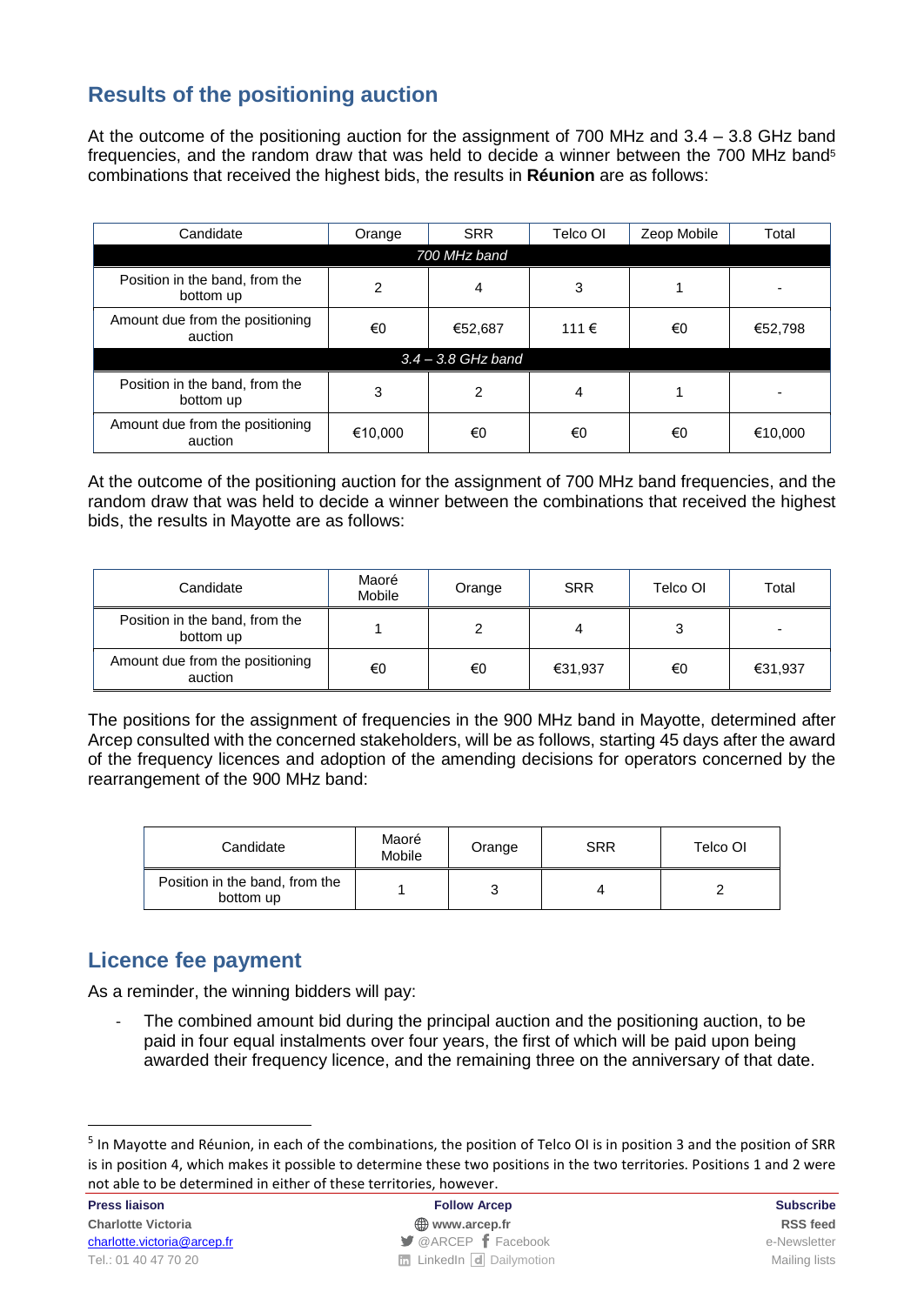## Results of the positioning auction

At the outcome of the positioning auction for the assignment of 700 MHz and 3.4 – 3.8 GHz band frequencies, and the random draw that was held to decide a winner between the 700 MHz band[5] combinations that received the highest bids, the results in **Réunion** are as follows:

| Candidate | Orange | SRR | Telco OI | Zeop Mobile | Total |
|---|---|---|---|---|---|
| *700 MHz band* | | | | | |
| Position in the band, from the bottom up | 2 | 4 | 3 | 1 | - |
| Amount due from the positioning auction | €0 | €52,687 | 111 € | €0 | €52,798 |
| *3.4 – 3.8 GHz band* | | | | | |
| Position in the band, from the bottom up | 3 | 2 | 4 | 1 | - |
| Amount due from the positioning auction | €10,000 | €0 | €0 | €0 | €10,000 |

At the outcome of the positioning auction for the assignment of 700 MHz band frequencies, and the random draw that was held to decide a winner between the combinations that received the highest bids, the results in Mayotte are as follows:

| Candidate | Maoré Mobile | Orange | SRR | Telco OI | Total |
|---|---|---|---|---|---|
| Position in the band, from the bottom up | 1 | 2 | 4 | 3 | - |
| Amount due from the positioning auction | €0 | €0 | €31,937 | €0 | €31,937 |

The positions for the assignment of frequencies in the 900 MHz band in Mayotte, determined after Arcep consulted with the concerned stakeholders, will be as follows, starting 45 days after the award of the frequency licences and adoption of the amending decisions for operators concerned by the rearrangement of the 900 MHz band:

| Candidate | Maoré Mobile | Orange | SRR | Telco OI |
|---|---|---|---|---|
| Position in the band, from the bottom up | 1 | 3 | 4 | 2 |

## Licence fee payment

As a reminder, the winning bidders will pay:

- The combined amount bid during the principal auction and the positioning auction, to be paid in four equal instalments over four years, the first of which will be paid upon being awarded their frequency licence, and the remaining three on the anniversary of that date.

[5] In Mayotte and Réunion, in each of the combinations, the position of Telco OI is in position 3 and the position of SRR is in position 4, which makes it possible to determine these two positions in the two territories. Positions 1 and 2 were not able to be determined in either of these territories, however.

**Press liaison**
Charlotte Victoria
charlotte.victoria@arcep.fr
Tel.: 01 40 47 70 20

**Follow Arcep**
www.arcep.fr
@ARCEP Facebook
LinkedIn Dailymotion

**Subscribe**
RSS feed
e-Newsletter
Mailing lists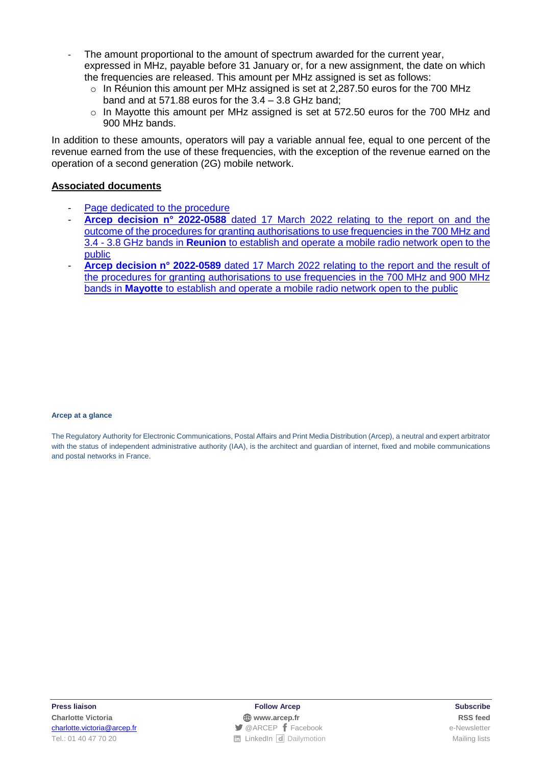- The amount proportional to the amount of spectrum awarded for the current year, expressed in MHz, payable before 31 January or, for a new assignment, the date on which the frequencies are released. This amount per MHz assigned is set as follows:
  - In Réunion this amount per MHz assigned is set at 2,287.50 euros for the 700 MHz band and at 571.88 euros for the 3.4 – 3.8 GHz band;
  - In Mayotte this amount per MHz assigned is set at 572.50 euros for the 700 MHz and 900 MHz bands.

In addition to these amounts, operators will pay a variable annual fee, equal to one percent of the revenue earned from the use of these frequencies, with the exception of the revenue earned on the operation of a second generation (2G) mobile network.

**Associated documents**

- Page dedicated to the procedure
- **Arcep decision n° 2022-0588** dated 17 March 2022 relating to the report on and the outcome of the procedures for granting authorisations to use frequencies in the 700 MHz and 3.4 - 3.8 GHz bands in **Reunion** to establish and operate a mobile radio network open to the public
- **Arcep decision n° 2022-0589** dated 17 March 2022 relating to the report and the result of the procedures for granting authorisations to use frequencies in the 700 MHz and 900 MHz bands in **Mayotte** to establish and operate a mobile radio network open to the public

**Arcep at a glance**

The Regulatory Authority for Electronic Communications, Postal Affairs and Print Media Distribution (Arcep), a neutral and expert arbitrator with the status of independent administrative authority (IAA), is the architect and guardian of internet, fixed and mobile communications and postal networks in France.

**Press liaison**
**Charlotte Victoria**
charlotte.victoria@arcep.fr
Tel.: 01 40 47 70 20

**Follow Arcep**
**www.arcep.fr**
@ARCEP Facebook
LinkedIn Dailymotion

**Subscribe**
**RSS feed**
e-Newsletter
Mailing lists